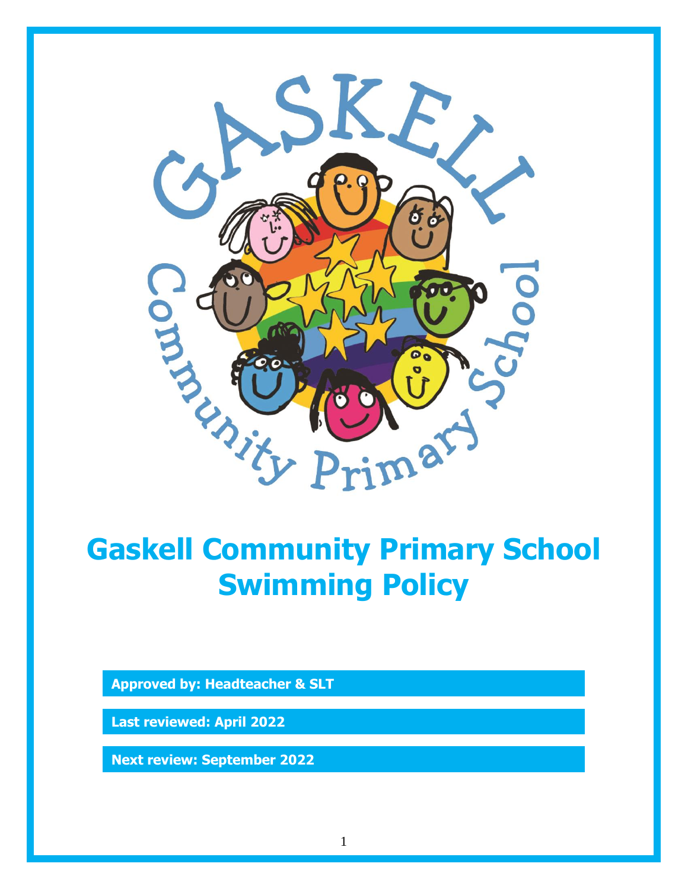# Gaskell Community Primary School Swimming Policy

**Approved by: Headteacher & SLT**

**Last reviewed: April 2022**

**Next review: September 2022**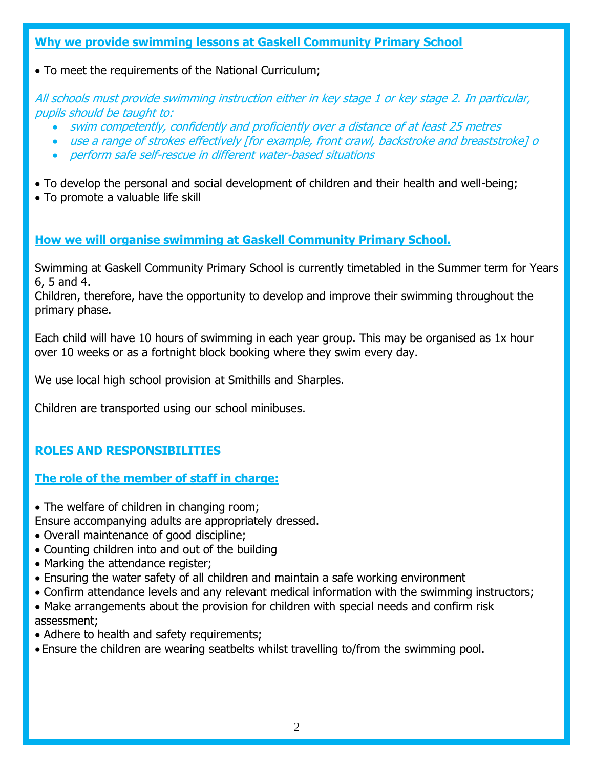## Why we provide swimming lessons at Gaskell Community Primary School

- To meet the requirements of the National Curriculum;

*All schools must provide swimming instruction either in key stage 1 or key stage 2. In particular, pupils should be taught to:*

- *swim competently, confidently and proficiently over a distance of at least 25 metres*
- *use a range of strokes effectively [for example, front crawl, backstroke and breaststroke] o*
- *perform safe self-rescue in different water-based situations*

- To develop the personal and social development of children and their health and well-being;
- To promote a valuable life skill

## How we will organise swimming at Gaskell Community Primary School.

Swimming at Gaskell Community Primary School is currently timetabled in the Summer term for Years 6, 5 and 4.
Children, therefore, have the opportunity to develop and improve their swimming throughout the primary phase.

Each child will have 10 hours of swimming in each year group. This may be organised as 1x hour over 10 weeks or as a fortnight block booking where they swim every day.

We use local high school provision at Smithills and Sharples.

Children are transported using our school minibuses.

## ROLES AND RESPONSIBILITIES

### The role of the member of staff in charge:

- The welfare of children in changing room;

Ensure accompanying adults are appropriately dressed.

- Overall maintenance of good discipline;
- Counting children into and out of the building
- Marking the attendance register;
- Ensuring the water safety of all children and maintain a safe working environment
- Confirm attendance levels and any relevant medical information with the swimming instructors;
- Make arrangements about the provision for children with special needs and confirm risk assessment;
- Adhere to health and safety requirements;
- Ensure the children are wearing seatbelts whilst travelling to/from the swimming pool.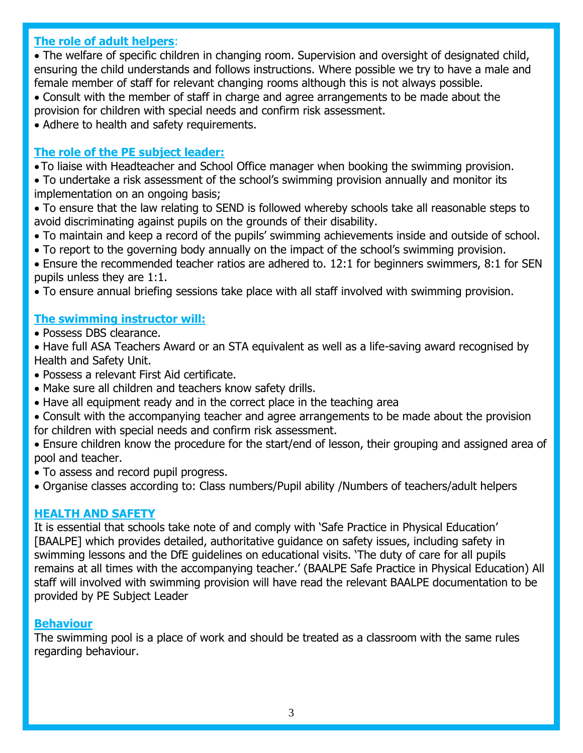## The role of adult helpers:

- The welfare of specific children in changing room. Supervision and oversight of designated child, ensuring the child understands and follows instructions. Where possible we try to have a male and female member of staff for relevant changing rooms although this is not always possible.
- Consult with the member of staff in charge and agree arrangements to be made about the provision for children with special needs and confirm risk assessment.
- Adhere to health and safety requirements.

## The role of the PE subject leader:

- To liaise with Headteacher and School Office manager when booking the swimming provision.
- To undertake a risk assessment of the school's swimming provision annually and monitor its implementation on an ongoing basis;
- To ensure that the law relating to SEND is followed whereby schools take all reasonable steps to avoid discriminating against pupils on the grounds of their disability.
- To maintain and keep a record of the pupils' swimming achievements inside and outside of school.
- To report to the governing body annually on the impact of the school's swimming provision.
- Ensure the recommended teacher ratios are adhered to. 12:1 for beginners swimmers, 8:1 for SEN pupils unless they are 1:1.
- To ensure annual briefing sessions take place with all staff involved with swimming provision.

## The swimming instructor will:

- Possess DBS clearance.
- Have full ASA Teachers Award or an STA equivalent as well as a life-saving award recognised by Health and Safety Unit.
- Possess a relevant First Aid certificate.
- Make sure all children and teachers know safety drills.
- Have all equipment ready and in the correct place in the teaching area
- Consult with the accompanying teacher and agree arrangements to be made about the provision for children with special needs and confirm risk assessment.
- Ensure children know the procedure for the start/end of lesson, their grouping and assigned area of pool and teacher.
- To assess and record pupil progress.
- Organise classes according to: Class numbers/Pupil ability /Numbers of teachers/adult helpers

## HEALTH AND SAFETY

It is essential that schools take note of and comply with 'Safe Practice in Physical Education' [BAALPE] which provides detailed, authoritative guidance on safety issues, including safety in swimming lessons and the DfE guidelines on educational visits. 'The duty of care for all pupils remains at all times with the accompanying teacher.' (BAALPE Safe Practice in Physical Education) All staff will involved with swimming provision will have read the relevant BAALPE documentation to be provided by PE Subject Leader

## Behaviour

The swimming pool is a place of work and should be treated as a classroom with the same rules regarding behaviour.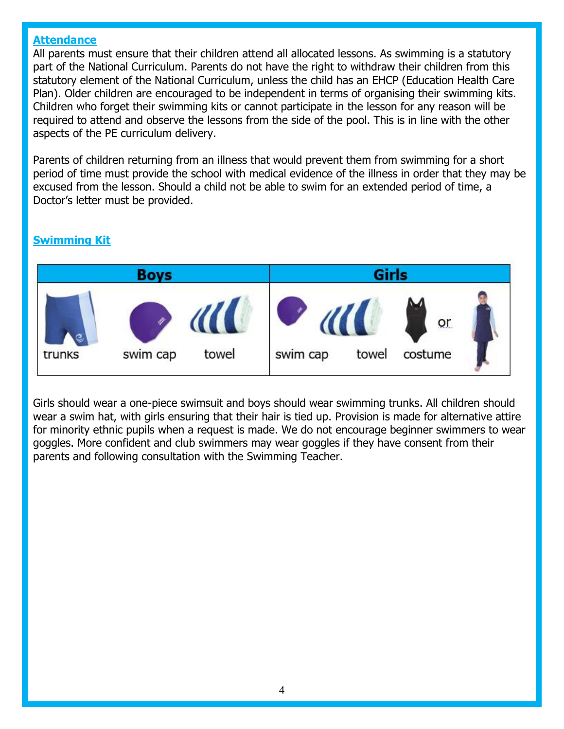## Attendance

All parents must ensure that their children attend all allocated lessons. As swimming is a statutory part of the National Curriculum. Parents do not have the right to withdraw their children from this statutory element of the National Curriculum, unless the child has an EHCP (Education Health Care Plan). Older children are encouraged to be independent in terms of organising their swimming kits. Children who forget their swimming kits or cannot participate in the lesson for any reason will be required to attend and observe the lessons from the side of the pool. This is in line with the other aspects of the PE curriculum delivery.

Parents of children returning from an illness that would prevent them from swimming for a short period of time must provide the school with medical evidence of the illness in order that they may be excused from the lesson. Should a child not be able to swim for an extended period of time, a Doctor's letter must be provided.

## Swimming Kit

| Boys | | | Girls | | | |
|---|---|---|---|---|---|---|
| trunks | swim cap | towel | swim cap | towel | costume | or |

Girls should wear a one-piece swimsuit and boys should wear swimming trunks. All children should wear a swim hat, with girls ensuring that their hair is tied up. Provision is made for alternative attire for minority ethnic pupils when a request is made. We do not encourage beginner swimmers to wear goggles. More confident and club swimmers may wear goggles if they have consent from their parents and following consultation with the Swimming Teacher.